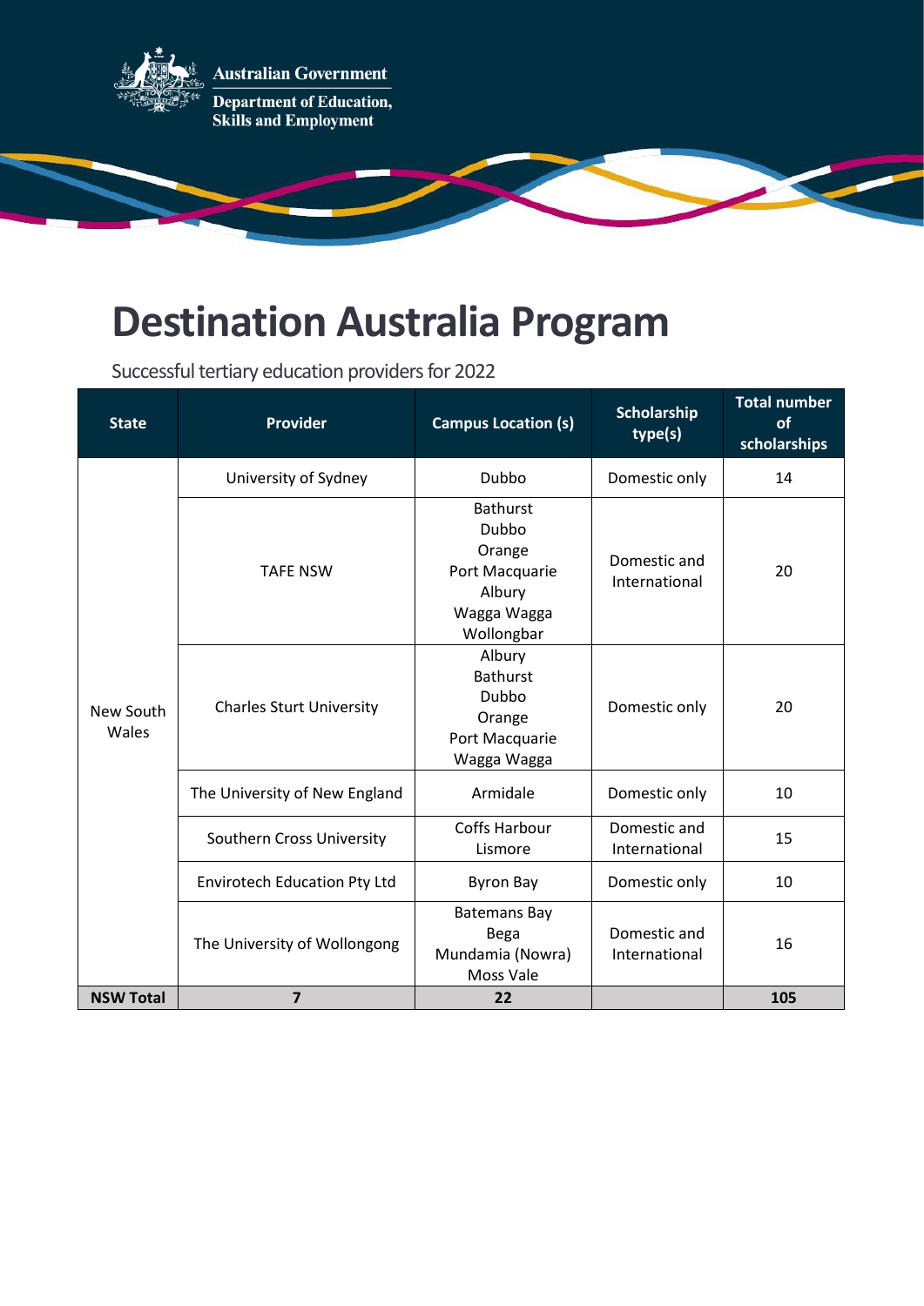Australian Government

Department of Education, Skills and Employment

# Destination Australia Program

Successful tertiary education providers for 2022

| State | Provider | Campus Location (s) | Scholarship type(s) | Total number of scholarships |
|---|---|---|---|---|
| New South Wales | University of Sydney | Dubbo | Domestic only | 14 |
| | TAFE NSW | Bathurst<br>Dubbo<br>Orange<br>Port Macquarie<br>Albury<br>Wagga Wagga<br>Wollongbar | Domestic and International | 20 |
| | Charles Sturt University | Albury<br>Bathurst<br>Dubbo<br>Orange<br>Port Macquarie<br>Wagga Wagga | Domestic only | 20 |
| | The University of New England | Armidale | Domestic only | 10 |
| | Southern Cross University | Coffs Harbour<br>Lismore | Domestic and International | 15 |
| | Envirotech Education Pty Ltd | Byron Bay | Domestic only | 10 |
| | The University of Wollongong | Batemans Bay<br>Bega<br>Mundamia (Nowra)<br>Moss Vale | Domestic and International | 16 |
| **NSW Total** | **7** | **22** | | **105** |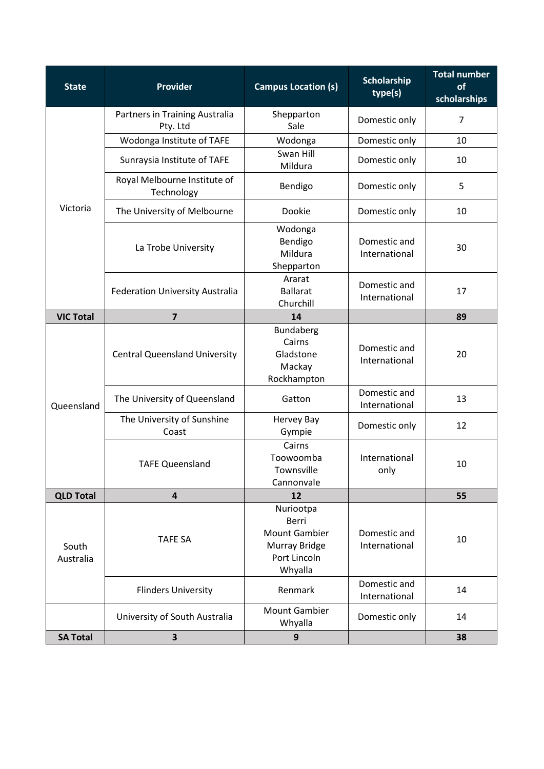| State | Provider | Campus Location (s) | Scholarship type(s) | Total number of scholarships |
|---|---|---|---|---|
| Victoria | Partners in Training Australia Pty. Ltd | Shepparton<br>Sale | Domestic only | 7 |
| | Wodonga Institute of TAFE | Wodonga | Domestic only | 10 |
| | Sunraysia Institute of TAFE | Swan Hill<br>Mildura | Domestic only | 10 |
| | Royal Melbourne Institute of Technology | Bendigo | Domestic only | 5 |
| | The University of Melbourne | Dookie | Domestic only | 10 |
| | La Trobe University | Wodonga<br>Bendigo<br>Mildura<br>Shepparton | Domestic and International | 30 |
| | Federation University Australia | Ararat<br>Ballarat<br>Churchill | Domestic and International | 17 |
| **VIC Total** | **7** | **14** | | **89** |
| Queensland | Central Queensland University | Bundaberg<br>Cairns<br>Gladstone<br>Mackay<br>Rockhampton | Domestic and International | 20 |
| | The University of Queensland | Gatton | Domestic and International | 13 |
| | The University of Sunshine Coast | Hervey Bay<br>Gympie | Domestic only | 12 |
| | TAFE Queensland | Cairns<br>Toowoomba<br>Townsville<br>Cannonvale | International only | 10 |
| **QLD Total** | **4** | **12** | | **55** |
| South Australia | TAFE SA | Nuriootpa<br>Berri<br>Mount Gambier<br>Murray Bridge<br>Port Lincoln<br>Whyalla | Domestic and International | 10 |
| | Flinders University | Renmark | Domestic and International | 14 |
| | University of South Australia | Mount Gambier<br>Whyalla | Domestic only | 14 |
| **SA Total** | **3** | **9** | | **38** |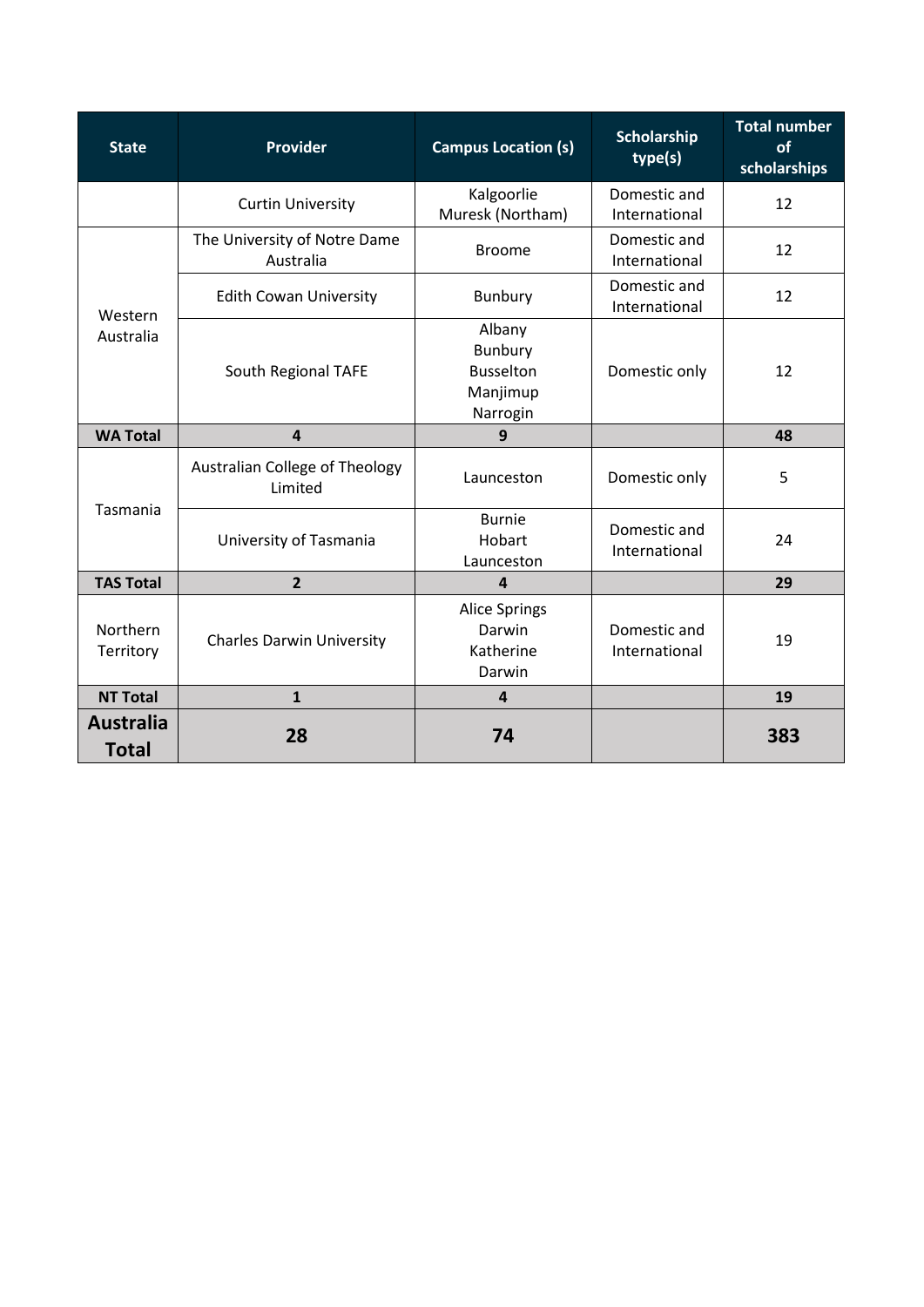| State | Provider | Campus Location (s) | Scholarship type(s) | Total number of scholarships |
|---|---|---|---|---|
| | Curtin University | Kalgoorlie<br>Muresk (Northam) | Domestic and International | 12 |
| Western Australia | The University of Notre Dame Australia | Broome | Domestic and International | 12 |
| | Edith Cowan University | Bunbury | Domestic and International | 12 |
| | South Regional TAFE | Albany<br>Bunbury<br>Busselton<br>Manjimup<br>Narrogin | Domestic only | 12 |
| **WA Total** | **4** | **9** | | **48** |
| Tasmania | Australian College of Theology Limited | Launceston | Domestic only | 5 |
| | University of Tasmania | Burnie<br>Hobart<br>Launceston | Domestic and International | 24 |
| **TAS Total** | **2** | **4** | | **29** |
| Northern Territory | Charles Darwin University | Alice Springs<br>Darwin<br>Katherine<br>Darwin | Domestic and International | 19 |
| **NT Total** | **1** | **4** | | **19** |
| **Australia Total** | **28** | **74** | | **383** |